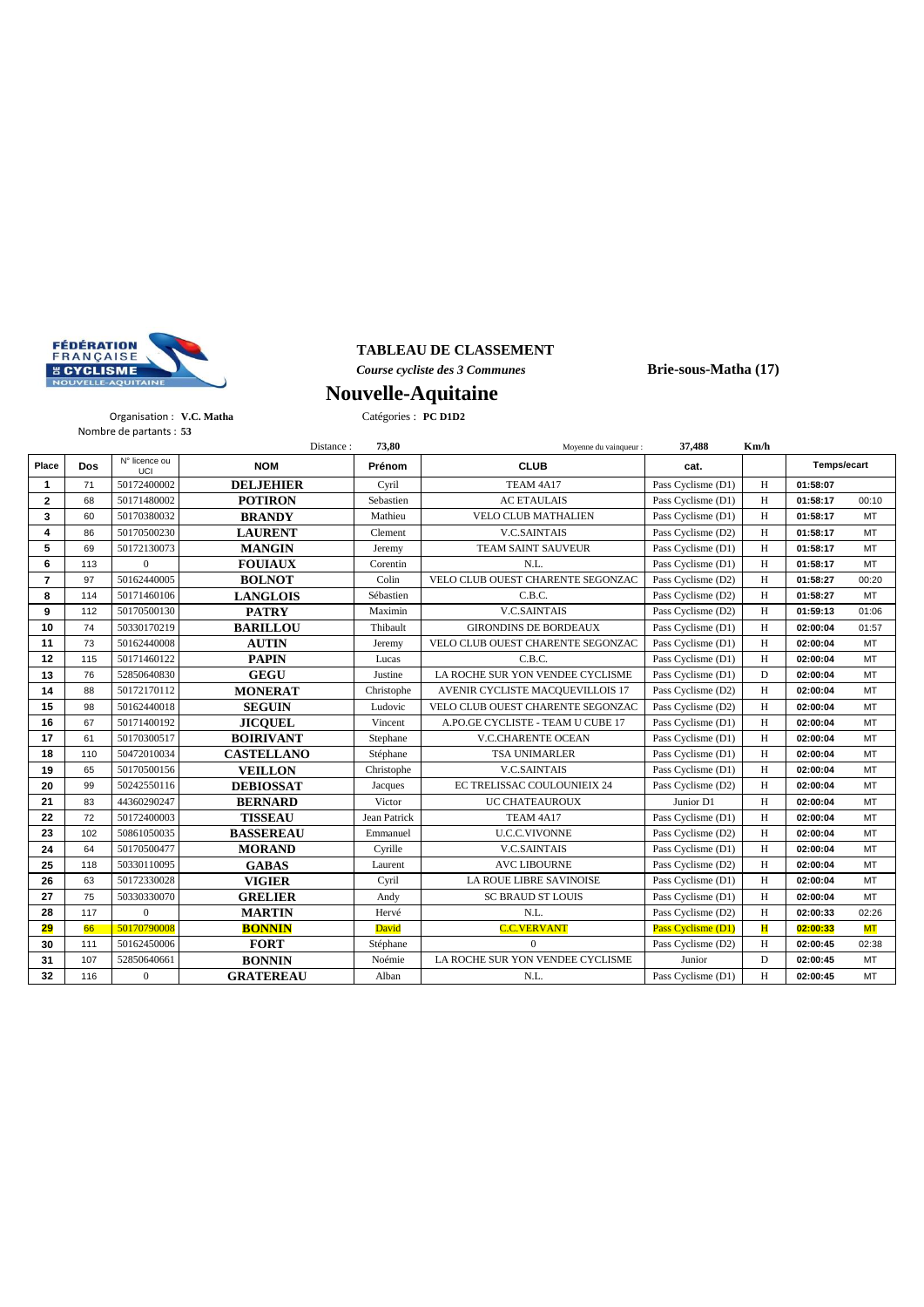FÉDÉRATION FRANÇAISE DE CYCLISME NOUVELLE-AQUITAINE

## TABLEAU DE CLASSEMENT

*Course cycliste des 3 Communes*

**Brie-sous-Matha (17)**

# Nouvelle-Aquitaine

Organisation : **V.C. Matha**

Catégories : **PC D1D2**

Nombre de partants : **53**

Distance : **73,80**

Moyenne du vainqueur : **37,488** **Km/h**

| Place | Dos | N° licence ou UCI | NOM | Prénom | CLUB | cat. | | Temps/ecart | |
|---|---|---|---|---|---|---|---|---|---|
| 1 | 71 | 50172400002 | **DELJEHIER** | Cyril | TEAM 4A17 | Pass Cyclisme (D1) | H | **01:58:07** | |
| 2 | 68 | 50171480002 | **POTIRON** | Sebastien | AC ETAULAIS | Pass Cyclisme (D1) | H | **01:58:17** | 00:10 |
| 3 | 60 | 50170380032 | **BRANDY** | Mathieu | VELO CLUB MATHALIEN | Pass Cyclisme (D1) | H | **01:58:17** | MT |
| 4 | 86 | 50170500230 | **LAURENT** | Clement | V.C.SAINTAIS | Pass Cyclisme (D2) | H | **01:58:17** | MT |
| 5 | 69 | 50172130073 | **MANGIN** | Jeremy | TEAM SAINT SAUVEUR | Pass Cyclisme (D1) | H | **01:58:17** | MT |
| 6 | 113 | 0 | **FOUIAUX** | Corentin | N.L. | Pass Cyclisme (D1) | H | **01:58:17** | MT |
| 7 | 97 | 50162440005 | **BOLNOT** | Colin | VELO CLUB OUEST CHARENTE SEGONZAC | Pass Cyclisme (D2) | H | **01:58:27** | 00:20 |
| 8 | 114 | 50171460106 | **LANGLOIS** | Sébastien | C.B.C. | Pass Cyclisme (D2) | H | **01:58:27** | MT |
| 9 | 112 | 50170500130 | **PATRY** | Maximin | V.C.SAINTAIS | Pass Cyclisme (D2) | H | **01:59:13** | 01:06 |
| 10 | 74 | 50330170219 | **BARILLOU** | Thibault | GIRONDINS DE BORDEAUX | Pass Cyclisme (D1) | H | **02:00:04** | 01:57 |
| 11 | 73 | 50162440008 | **AUTIN** | Jeremy | VELO CLUB OUEST CHARENTE SEGONZAC | Pass Cyclisme (D1) | H | **02:00:04** | MT |
| 12 | 115 | 50171460122 | **PAPIN** | Lucas | C.B.C. | Pass Cyclisme (D1) | H | **02:00:04** | MT |
| 13 | 76 | 52850640830 | **GEGU** | Justine | LA ROCHE SUR YON VENDEE CYCLISME | Pass Cyclisme (D1) | D | **02:00:04** | MT |
| 14 | 88 | 50172170112 | **MONERAT** | Christophe | AVENIR CYCLISTE MACQUEVILLOIS 17 | Pass Cyclisme (D2) | H | **02:00:04** | MT |
| 15 | 98 | 50162440018 | **SEGUIN** | Ludovic | VELO CLUB OUEST CHARENTE SEGONZAC | Pass Cyclisme (D2) | H | **02:00:04** | MT |
| 16 | 67 | 50171400192 | **JICQUEL** | Vincent | A.PO.GE CYCLISTE - TEAM U CUBE 17 | Pass Cyclisme (D1) | H | **02:00:04** | MT |
| 17 | 61 | 50170300517 | **BOIRIVANT** | Stephane | V.C.CHARENTE OCEAN | Pass Cyclisme (D1) | H | **02:00:04** | MT |
| 18 | 110 | 50472010034 | **CASTELLANO** | Stéphane | TSA UNIMARLER | Pass Cyclisme (D1) | H | **02:00:04** | MT |
| 19 | 65 | 50170500156 | **VEILLON** | Christophe | V.C.SAINTAIS | Pass Cyclisme (D1) | H | **02:00:04** | MT |
| 20 | 99 | 50242550116 | **DEBIOSSAT** | Jacques | EC TRELISSAC COULOUNIEIX 24 | Pass Cyclisme (D2) | H | **02:00:04** | MT |
| 21 | 83 | 44360290247 | **BERNARD** | Victor | UC CHATEAUROUX | Junior D1 | H | **02:00:04** | MT |
| 22 | 72 | 50172400003 | **TISSEAU** | Jean Patrick | TEAM 4A17 | Pass Cyclisme (D1) | H | **02:00:04** | MT |
| 23 | 102 | 50861050035 | **BASSEREAU** | Emmanuel | U.C.C.VIVONNE | Pass Cyclisme (D2) | H | **02:00:04** | MT |
| 24 | 64 | 50170500477 | **MORAND** | Cyrille | V.C.SAINTAIS | Pass Cyclisme (D1) | H | **02:00:04** | MT |
| 25 | 118 | 50330110095 | **GABAS** | Laurent | AVC LIBOURNE | Pass Cyclisme (D2) | H | **02:00:04** | MT |
| 26 | 63 | 50172330028 | **VIGIER** | Cyril | LA ROUE LIBRE SAVINOISE | Pass Cyclisme (D1) | H | **02:00:04** | MT |
| 27 | 75 | 50330330070 | **GRELIER** | Andy | SC BRAUD ST LOUIS | Pass Cyclisme (D1) | H | **02:00:04** | MT |
| 28 | 117 | 0 | **MARTIN** | Hervé | N.L. | Pass Cyclisme (D2) | H | **02:00:33** | 02:26 |
| 29 | 66 | 50170790008 | **BONNIN** | David | C.C.VERVANT | Pass Cyclisme (D1) | H | **02:00:33** | MT |
| 30 | 111 | 50162450006 | **FORT** | Stéphane | 0 | Pass Cyclisme (D2) | H | **02:00:45** | 02:38 |
| 31 | 107 | 52850640661 | **BONNIN** | Noémie | LA ROCHE SUR YON VENDEE CYCLISME | Junior | D | **02:00:45** | MT |
| 32 | 116 | 0 | **GRATEREAU** | Alban | N.L. | Pass Cyclisme (D1) | H | **02:00:45** | MT |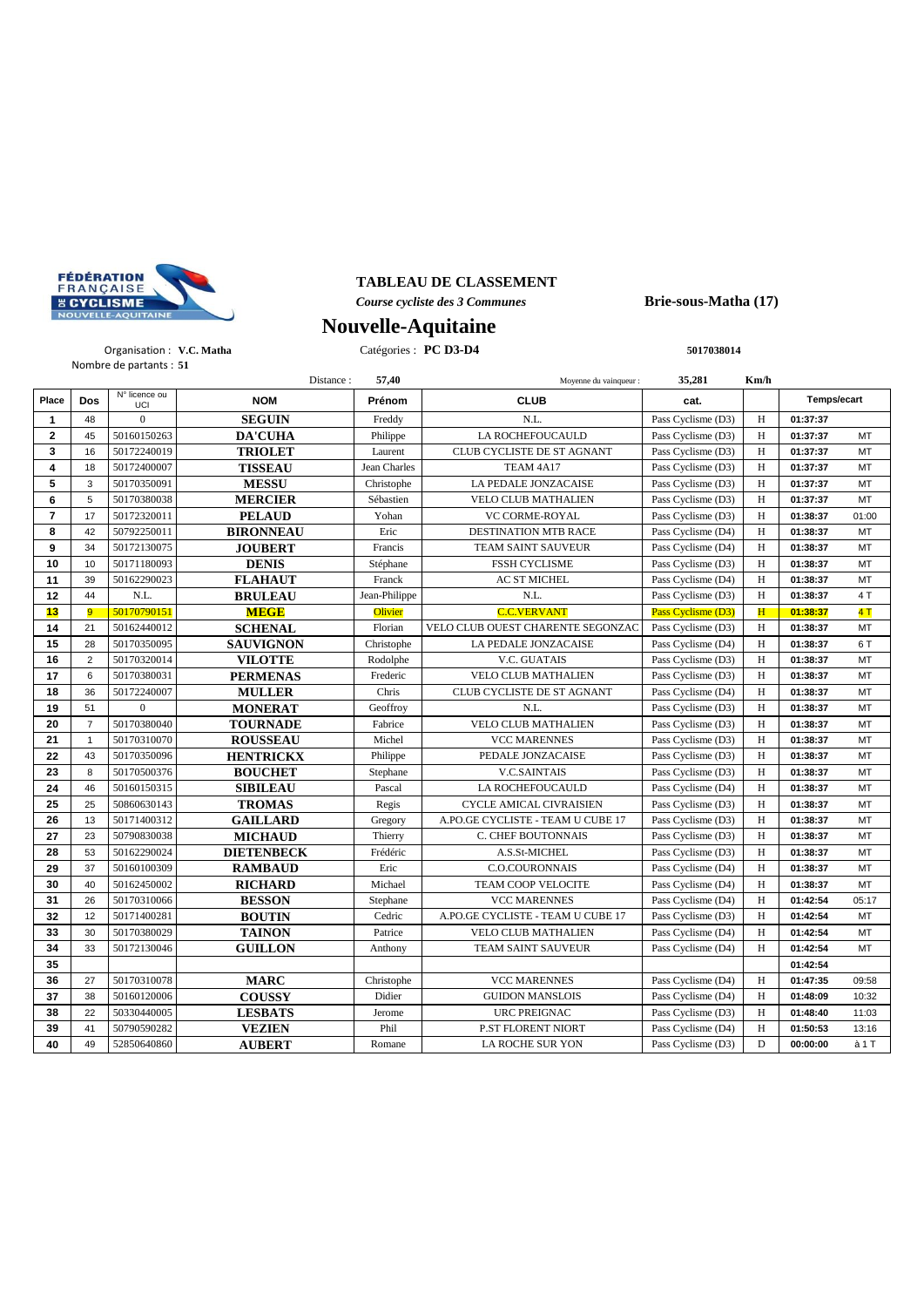FÉDÉRATION FRANÇAISE DE CYCLISME NOUVELLE-AQUITAINE

# TABLEAU DE CLASSEMENT

*Course cycliste des 3 Communes*

**Brie-sous-Matha (17)**

## Nouvelle-Aquitaine

Organisation : **V.C. Matha**

Nombre de partants : **51**

Catégories : **PC D3-D4**

**5017038014**

Distance : **57,40**

Moyenne du vainqueur : **35,281** **Km/h**

| Place | Dos | N° licence ou UCI | NOM | Prénom | CLUB | cat. | | Temps/ecart | |
|---|---|---|---|---|---|---|---|---|---|
| 1 | 48 | 0 | **SEGUIN** | Freddy | N.L. | Pass Cyclisme (D3) | H | 01:37:37 | |
| 2 | 45 | 50160150263 | **DA'CUHA** | Philippe | LA ROCHEFOUCAULD | Pass Cyclisme (D3) | H | 01:37:37 | MT |
| 3 | 16 | 50172240019 | **TRIOLET** | Laurent | CLUB CYCLISTE DE ST AGNANT | Pass Cyclisme (D3) | H | 01:37:37 | MT |
| 4 | 18 | 50172400007 | **TISSEAU** | Jean Charles | TEAM 4A17 | Pass Cyclisme (D3) | H | 01:37:37 | MT |
| 5 | 3 | 50170350091 | **MESSU** | Christophe | LA PEDALE JONZACAISE | Pass Cyclisme (D3) | H | 01:37:37 | MT |
| 6 | 5 | 50170380038 | **MERCIER** | Sébastien | VELO CLUB MATHALIEN | Pass Cyclisme (D3) | H | 01:37:37 | MT |
| 7 | 17 | 50172320011 | **PELAUD** | Yohan | VC CORME-ROYAL | Pass Cyclisme (D3) | H | 01:38:37 | 01:00 |
| 8 | 42 | 50792250011 | **BIRONNEAU** | Eric | DESTINATION MTB RACE | Pass Cyclisme (D4) | H | 01:38:37 | MT |
| 9 | 34 | 50172130075 | **JOUBERT** | Francis | TEAM SAINT SAUVEUR | Pass Cyclisme (D4) | H | 01:38:37 | MT |
| 10 | 10 | 50171180093 | **DENIS** | Stéphane | FSSH CYCLISME | Pass Cyclisme (D3) | H | 01:38:37 | MT |
| 11 | 39 | 50162290023 | **FLAHAUT** | Franck | AC ST MICHEL | Pass Cyclisme (D4) | H | 01:38:37 | MT |
| 12 | 44 | N.L. | **BRULEAU** | Jean-Philippe | N.L. | Pass Cyclisme (D3) | H | 01:38:37 | 4 T |
| 13 | 9 | 50170790151 | **MEGE** | Olivier | C.C.VERVANT | Pass Cyclisme (D3) | H | 01:38:37 | 4 T |
| 14 | 21 | 50162440012 | **SCHENAL** | Florian | VELO CLUB OUEST CHARENTE SEGONZAC | Pass Cyclisme (D3) | H | 01:38:37 | MT |
| 15 | 28 | 50170350095 | **SAUVIGNON** | Christophe | LA PEDALE JONZACAISE | Pass Cyclisme (D4) | H | 01:38:37 | 6 T |
| 16 | 2 | 50170320014 | **VILOTTE** | Rodolphe | V.C. GUATAIS | Pass Cyclisme (D3) | H | 01:38:37 | MT |
| 17 | 6 | 50170380031 | **PERMENAS** | Frederic | VELO CLUB MATHALIEN | Pass Cyclisme (D3) | H | 01:38:37 | MT |
| 18 | 36 | 50172240007 | **MULLER** | Chris | CLUB CYCLISTE DE ST AGNANT | Pass Cyclisme (D4) | H | 01:38:37 | MT |
| 19 | 51 | 0 | **MONERAT** | Geoffroy | N.L. | Pass Cyclisme (D3) | H | 01:38:37 | MT |
| 20 | 7 | 50170380040 | **TOURNADE** | Fabrice | VELO CLUB MATHALIEN | Pass Cyclisme (D3) | H | 01:38:37 | MT |
| 21 | 1 | 50170310070 | **ROUSSEAU** | Michel | VCC MARENNES | Pass Cyclisme (D3) | H | 01:38:37 | MT |
| 22 | 43 | 50170350096 | **HENTRICKX** | Philippe | PEDALE JONZACAISE | Pass Cyclisme (D3) | H | 01:38:37 | MT |
| 23 | 8 | 50170500376 | **BOUCHET** | Stephane | V.C.SAINTAIS | Pass Cyclisme (D3) | H | 01:38:37 | MT |
| 24 | 46 | 50160150315 | **SIBILEAU** | Pascal | LA ROCHEFOUCAULD | Pass Cyclisme (D4) | H | 01:38:37 | MT |
| 25 | 25 | 50860630143 | **TROMAS** | Regis | CYCLE AMICAL CIVRAISIEN | Pass Cyclisme (D3) | H | 01:38:37 | MT |
| 26 | 13 | 50171400312 | **GAILLARD** | Gregory | A.PO.GE CYCLISTE - TEAM U CUBE 17 | Pass Cyclisme (D3) | H | 01:38:37 | MT |
| 27 | 23 | 50790830038 | **MICHAUD** | Thierry | C. CHEF BOUTONNAIS | Pass Cyclisme (D3) | H | 01:38:37 | MT |
| 28 | 53 | 50162290024 | **DIETENBECK** | Frédéric | A.S.St-MICHEL | Pass Cyclisme (D3) | H | 01:38:37 | MT |
| 29 | 37 | 50160100309 | **RAMBAUD** | Eric | C.O.COURONNAIS | Pass Cyclisme (D4) | H | 01:38:37 | MT |
| 30 | 40 | 50162450002 | **RICHARD** | Michael | TEAM COOP VELOCITE | Pass Cyclisme (D4) | H | 01:38:37 | MT |
| 31 | 26 | 50170310066 | **BESSON** | Stephane | VCC MARENNES | Pass Cyclisme (D4) | H | 01:42:54 | 05:17 |
| 32 | 12 | 50171400281 | **BOUTIN** | Cedric | A.PO.GE CYCLISTE - TEAM U CUBE 17 | Pass Cyclisme (D3) | H | 01:42:54 | MT |
| 33 | 30 | 50170380029 | **TAINON** | Patrice | VELO CLUB MATHALIEN | Pass Cyclisme (D4) | H | 01:42:54 | MT |
| 34 | 33 | 50172130046 | **GUILLON** | Anthony | TEAM SAINT SAUVEUR | Pass Cyclisme (D4) | H | 01:42:54 | MT |
| 35 | | | | | | | | 01:42:54 | |
| 36 | 27 | 50170310078 | **MARC** | Christophe | VCC MARENNES | Pass Cyclisme (D4) | H | 01:47:35 | 09:58 |
| 37 | 38 | 50160120006 | **COUSSY** | Didier | GUIDON MANSLOIS | Pass Cyclisme (D4) | H | 01:48:09 | 10:32 |
| 38 | 22 | 50330440005 | **LESBATS** | Jerome | URC PREIGNAC | Pass Cyclisme (D3) | H | 01:48:40 | 11:03 |
| 39 | 41 | 50790590282 | **VEZIEN** | Phil | P.ST FLORENT NIORT | Pass Cyclisme (D4) | H | 01:50:53 | 13:16 |
| 40 | 49 | 52850640860 | **AUBERT** | Romane | LA ROCHE SUR YON | Pass Cyclisme (D3) | D | 00:00:00 | à 1 T |